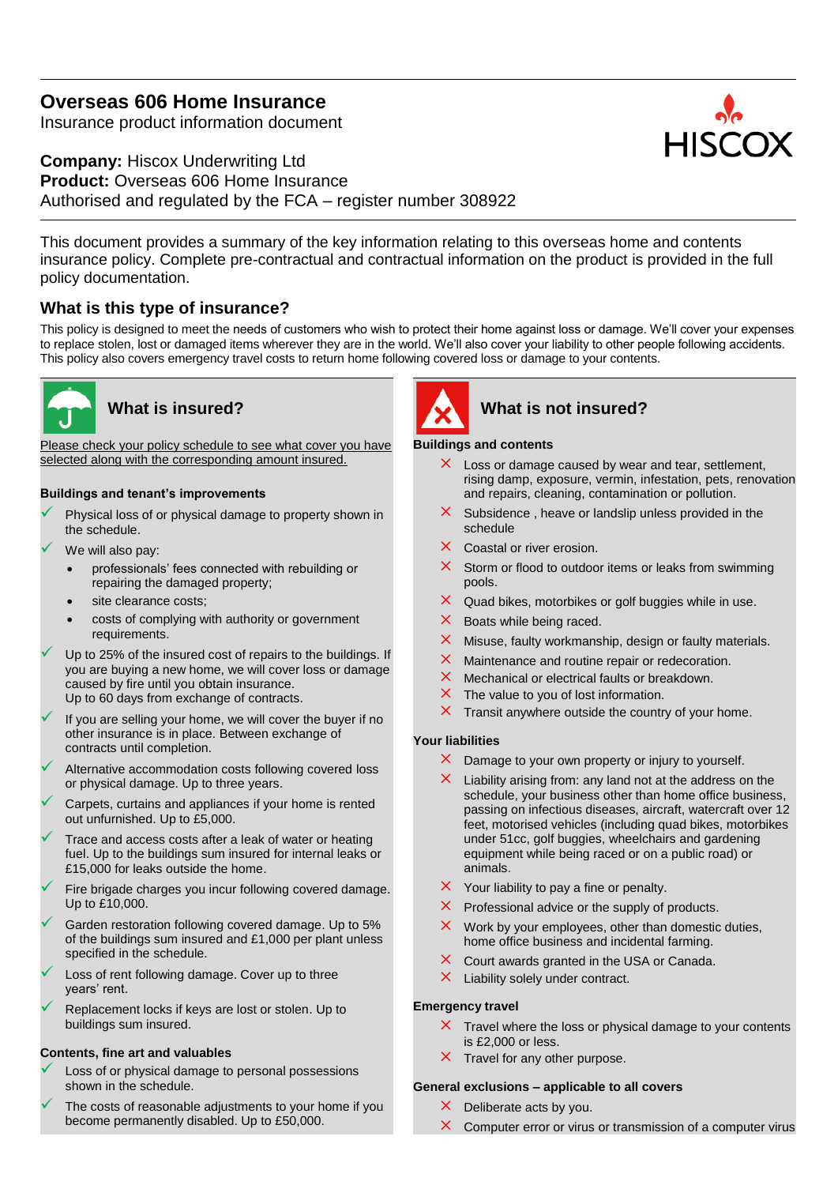# Overseas 606 Home Insurance

Insurance product information document

**Company:** Hiscox Underwriting Ltd
**Product:** Overseas 606 Home Insurance
Authorised and regulated by the FCA – register number 308922

This document provides a summary of the key information relating to this overseas home and contents insurance policy. Complete pre-contractual and contractual information on the product is provided in the full policy documentation.

## What is this type of insurance?

This policy is designed to meet the needs of customers who wish to protect their home against loss or damage. We'll cover your expenses to replace stolen, lost or damaged items wherever they are in the world. We'll also cover your liability to other people following accidents. This policy also covers emergency travel costs to return home following covered loss or damage to your contents.

## What is insured?

Please check your policy schedule to see what cover you have selected along with the corresponding amount insured.

**Buildings and tenant's improvements**

- ✓ Physical loss of or physical damage to property shown in the schedule.
- ✓ We will also pay:
  - professionals' fees connected with rebuilding or repairing the damaged property;
  - site clearance costs;
  - costs of complying with authority or government requirements.
- ✓ Up to 25% of the insured cost of repairs to the buildings. If you are buying a new home, we will cover loss or damage caused by fire until you obtain insurance. Up to 60 days from exchange of contracts.
- ✓ If you are selling your home, we will cover the buyer if no other insurance is in place. Between exchange of contracts until completion.
- ✓ Alternative accommodation costs following covered loss or physical damage. Up to three years.
- ✓ Carpets, curtains and appliances if your home is rented out unfurnished. Up to £5,000.
- ✓ Trace and access costs after a leak of water or heating fuel. Up to the buildings sum insured for internal leaks or £15,000 for leaks outside the home.
- ✓ Fire brigade charges you incur following covered damage. Up to £10,000.
- ✓ Garden restoration following covered damage. Up to 5% of the buildings sum insured and £1,000 per plant unless specified in the schedule.
- ✓ Loss of rent following damage. Cover up to three years' rent.
- ✓ Replacement locks if keys are lost or stolen. Up to buildings sum insured.

**Contents, fine art and valuables**

- ✓ Loss of or physical damage to personal possessions shown in the schedule.
- ✓ The costs of reasonable adjustments to your home if you become permanently disabled. Up to £50,000.

## What is not insured?

**Buildings and contents**

- ✗ Loss or damage caused by wear and tear, settlement, rising damp, exposure, vermin, infestation, pets, renovation and repairs, cleaning, contamination or pollution.
- ✗ Subsidence , heave or landslip unless provided in the schedule
- ✗ Coastal or river erosion.
- ✗ Storm or flood to outdoor items or leaks from swimming pools.
- ✗ Quad bikes, motorbikes or golf buggies while in use.
- ✗ Boats while being raced.
- ✗ Misuse, faulty workmanship, design or faulty materials.
- ✗ Maintenance and routine repair or redecoration.
- ✗ Mechanical or electrical faults or breakdown.
- ✗ The value to you of lost information.
- ✗ Transit anywhere outside the country of your home.

**Your liabilities**

- ✗ Damage to your own property or injury to yourself.
- ✗ Liability arising from: any land not at the address on the schedule, your business other than home office business, passing on infectious diseases, aircraft, watercraft over 12 feet, motorised vehicles (including quad bikes, motorbikes under 51cc, golf buggies, wheelchairs and gardening equipment while being raced or on a public road) or animals.
- ✗ Your liability to pay a fine or penalty.
- ✗ Professional advice or the supply of products.
- ✗ Work by your employees, other than domestic duties, home office business and incidental farming.
- ✗ Court awards granted in the USA or Canada.
- ✗ Liability solely under contract.

**Emergency travel**

- ✗ Travel where the loss or physical damage to your contents is £2,000 or less.
- ✗ Travel for any other purpose.

**General exclusions – applicable to all covers**

- ✗ Deliberate acts by you.
- ✗ Computer error or virus or transmission of a computer virus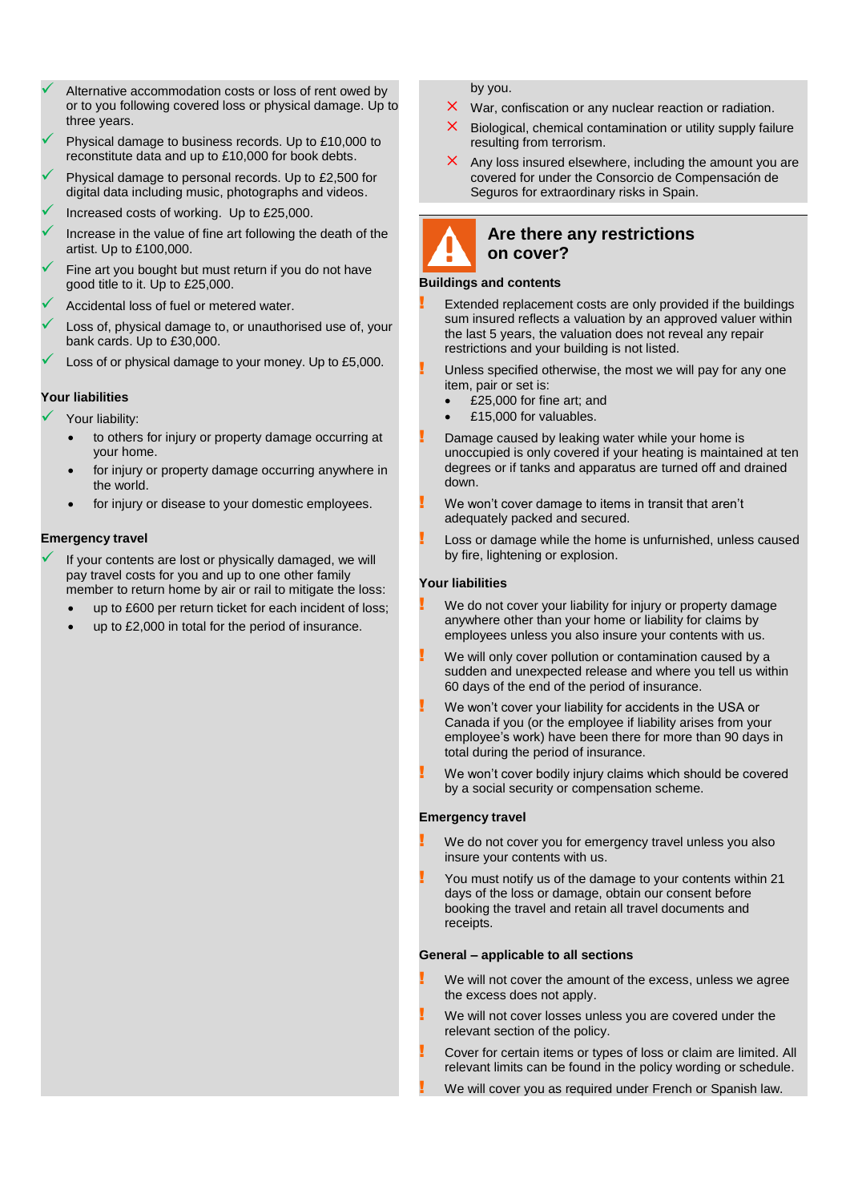- ✓ Alternative accommodation costs or loss of rent owed by or to you following covered loss or physical damage. Up to three years.
- ✓ Physical damage to business records. Up to £10,000 to reconstitute data and up to £10,000 for book debts.
- ✓ Physical damage to personal records. Up to £2,500 for digital data including music, photographs and videos.
- ✓ Increased costs of working. Up to £25,000.
- ✓ Increase in the value of fine art following the death of the artist. Up to £100,000.
- ✓ Fine art you bought but must return if you do not have good title to it. Up to £25,000.
- ✓ Accidental loss of fuel or metered water.
- ✓ Loss of, physical damage to, or unauthorised use of, your bank cards. Up to £30,000.
- ✓ Loss of or physical damage to your money. Up to £5,000.

**Your liabilities**

- ✓ Your liability:
  - to others for injury or property damage occurring at your home.
  - for injury or property damage occurring anywhere in the world.
  - for injury or disease to your domestic employees.

**Emergency travel**

- ✓ If your contents are lost or physically damaged, we will pay travel costs for you and up to one other family member to return home by air or rail to mitigate the loss:
  - up to £600 per return ticket for each incident of loss;
  - up to £2,000 in total for the period of insurance.

by you.

- ✗ War, confiscation or any nuclear reaction or radiation.
- ✗ Biological, chemical contamination or utility supply failure resulting from terrorism.
- ✗ Any loss insured elsewhere, including the amount you are covered for under the Consorcio de Compensación de Seguros for extraordinary risks in Spain.

## Are there any restrictions on cover?

**Buildings and contents**

- ! Extended replacement costs are only provided if the buildings sum insured reflects a valuation by an approved valuer within the last 5 years, the valuation does not reveal any repair restrictions and your building is not listed.
- ! Unless specified otherwise, the most we will pay for any one item, pair or set is:
  - £25,000 for fine art; and
  - £15,000 for valuables.
- ! Damage caused by leaking water while your home is unoccupied is only covered if your heating is maintained at ten degrees or if tanks and apparatus are turned off and drained down.
- ! We won't cover damage to items in transit that aren't adequately packed and secured.
- ! Loss or damage while the home is unfurnished, unless caused by fire, lightening or explosion.

**Your liabilities**

- ! We do not cover your liability for injury or property damage anywhere other than your home or liability for claims by employees unless you also insure your contents with us.
- ! We will only cover pollution or contamination caused by a sudden and unexpected release and where you tell us within 60 days of the end of the period of insurance.
- ! We won't cover your liability for accidents in the USA or Canada if you (or the employee if liability arises from your employee's work) have been there for more than 90 days in total during the period of insurance.
- ! We won't cover bodily injury claims which should be covered by a social security or compensation scheme.

**Emergency travel**

- ! We do not cover you for emergency travel unless you also insure your contents with us.
- ! You must notify us of the damage to your contents within 21 days of the loss or damage, obtain our consent before booking the travel and retain all travel documents and receipts.

**General – applicable to all sections**

- ! We will not cover the amount of the excess, unless we agree the excess does not apply.
- ! We will not cover losses unless you are covered under the relevant section of the policy.
- ! Cover for certain items or types of loss or claim are limited. All relevant limits can be found in the policy wording or schedule.
- ! We will cover you as required under French or Spanish law.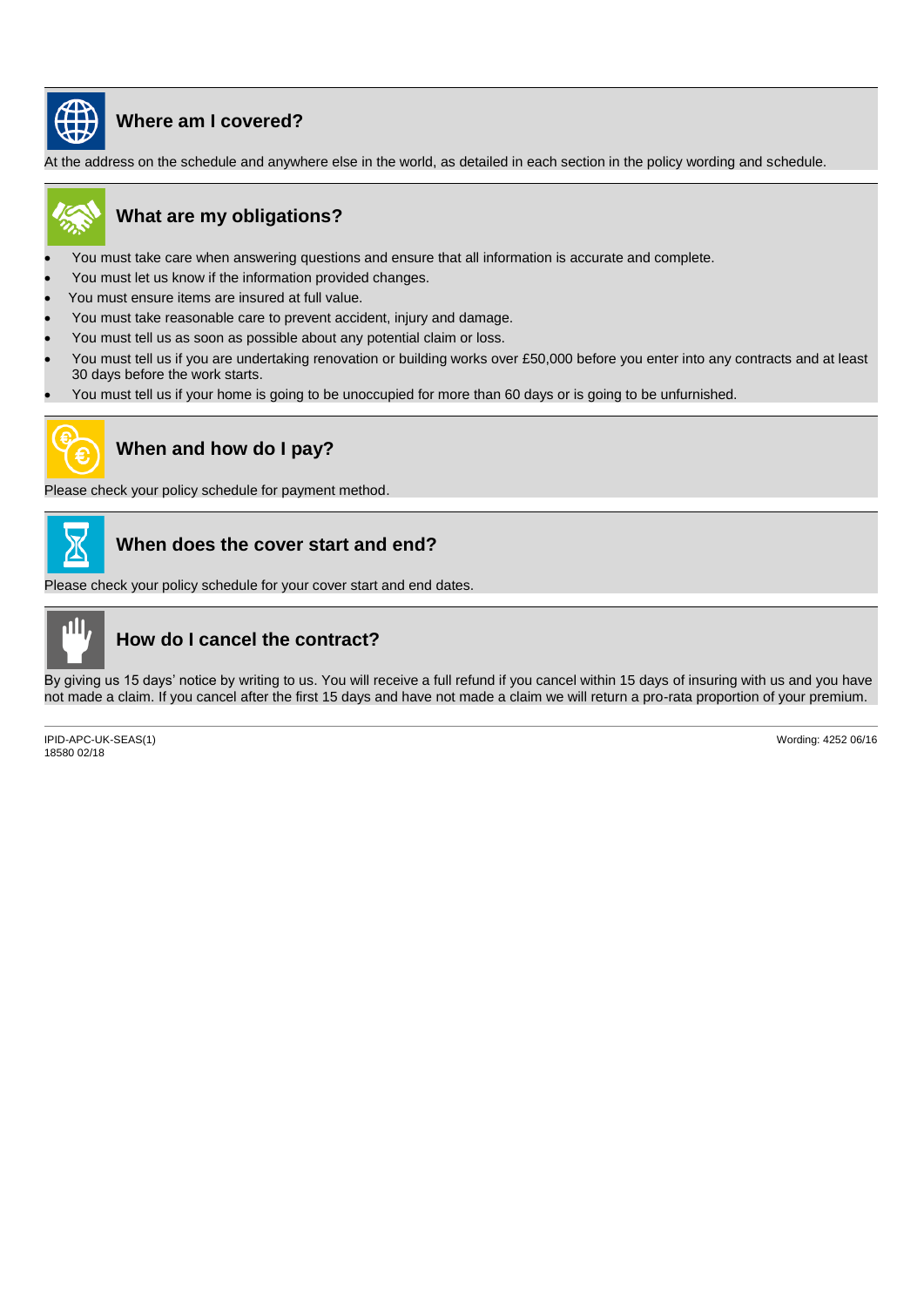## Where am I covered?

At the address on the schedule and anywhere else in the world, as detailed in each section in the policy wording and schedule.

## What are my obligations?

- You must take care when answering questions and ensure that all information is accurate and complete.
- You must let us know if the information provided changes.
- You must ensure items are insured at full value.
- You must take reasonable care to prevent accident, injury and damage.
- You must tell us as soon as possible about any potential claim or loss.
- You must tell us if you are undertaking renovation or building works over £50,000 before you enter into any contracts and at least 30 days before the work starts.
- You must tell us if your home is going to be unoccupied for more than 60 days or is going to be unfurnished.

## When and how do I pay?

Please check your policy schedule for payment method.

## When does the cover start and end?

Please check your policy schedule for your cover start and end dates.

## How do I cancel the contract?

By giving us 15 days' notice by writing to us. You will receive a full refund if you cancel within 15 days of insuring with us and you have not made a claim. If you cancel after the first 15 days and have not made a claim we will return a pro-rata proportion of your premium.

IPID-APC-UK-SEAS(1)
18580 02/18

Wording: 4252 06/16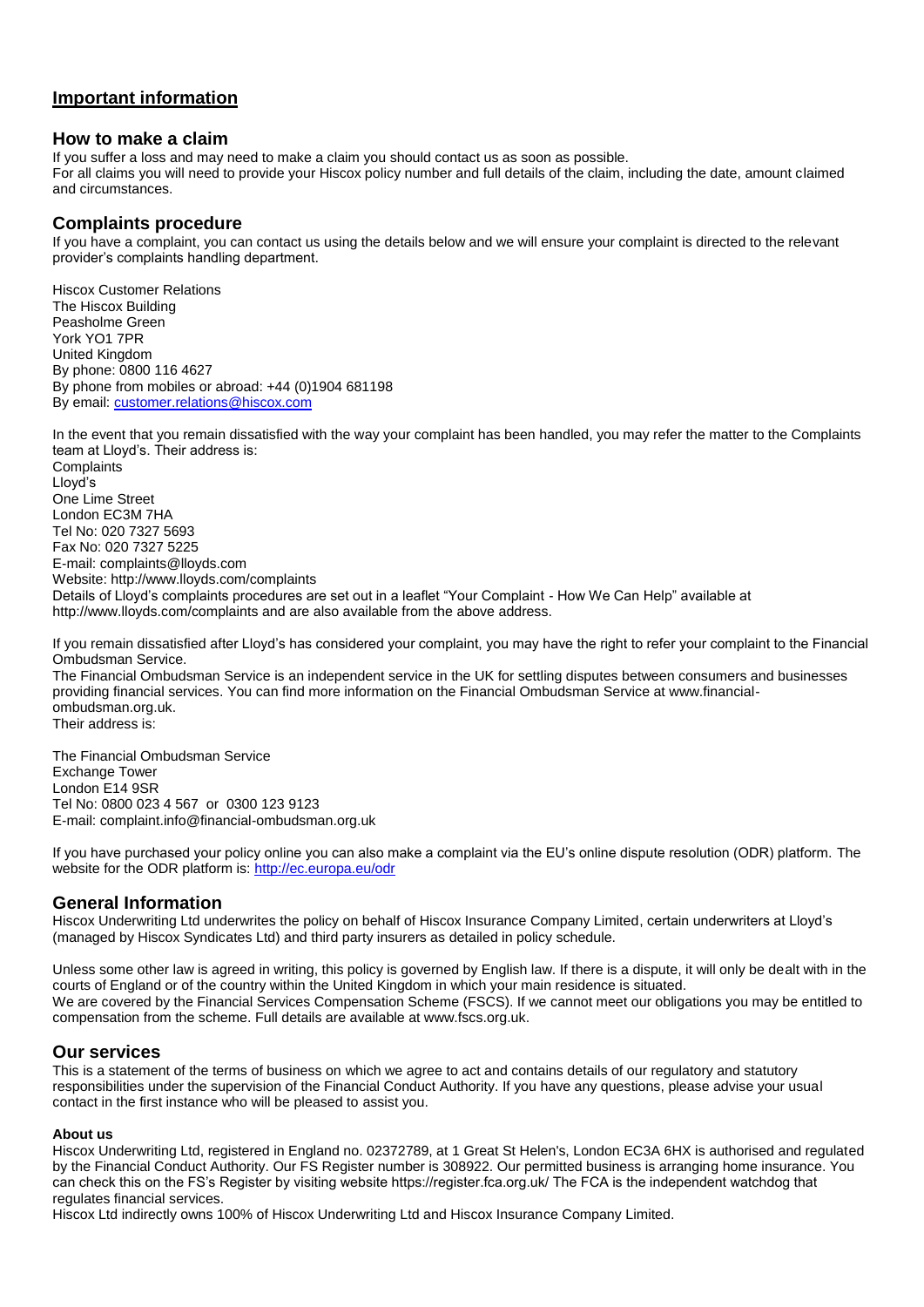## **Important information**

### How to make a claim

If you suffer a loss and may need to make a claim you should contact us as soon as possible.
For all claims you will need to provide your Hiscox policy number and full details of the claim, including the date, amount claimed and circumstances.

### Complaints procedure

If you have a complaint, you can contact us using the details below and we will ensure your complaint is directed to the relevant provider's complaints handling department.

Hiscox Customer Relations
The Hiscox Building
Peasholme Green
York YO1 7PR
United Kingdom
By phone: 0800 116 4627
By phone from mobiles or abroad: +44 (0)1904 681198
By email: customer.relations@hiscox.com

In the event that you remain dissatisfied with the way your complaint has been handled, you may refer the matter to the Complaints team at Lloyd's. Their address is:
Complaints
Lloyd's
One Lime Street
London EC3M 7HA
Tel No: 020 7327 5693
Fax No: 020 7327 5225
E-mail: complaints@lloyds.com
Website: http://www.lloyds.com/complaints
Details of Lloyd's complaints procedures are set out in a leaflet "Your Complaint - How We Can Help" available at http://www.lloyds.com/complaints and are also available from the above address.

If you remain dissatisfied after Lloyd's has considered your complaint, you may have the right to refer your complaint to the Financial Ombudsman Service.
The Financial Ombudsman Service is an independent service in the UK for settling disputes between consumers and businesses providing financial services. You can find more information on the Financial Ombudsman Service at www.financial-ombudsman.org.uk.
Their address is:

The Financial Ombudsman Service
Exchange Tower
London E14 9SR
Tel No: 0800 023 4 567 or 0300 123 9123
E-mail: complaint.info@financial-ombudsman.org.uk

If you have purchased your policy online you can also make a complaint via the EU's online dispute resolution (ODR) platform. The website for the ODR platform is: http://ec.europa.eu/odr

### General Information

Hiscox Underwriting Ltd underwrites the policy on behalf of Hiscox Insurance Company Limited, certain underwriters at Lloyd's (managed by Hiscox Syndicates Ltd) and third party insurers as detailed in policy schedule.

Unless some other law is agreed in writing, this policy is governed by English law. If there is a dispute, it will only be dealt with in the courts of England or of the country within the United Kingdom in which your main residence is situated.
We are covered by the Financial Services Compensation Scheme (FSCS). If we cannot meet our obligations you may be entitled to compensation from the scheme. Full details are available at www.fscs.org.uk.

### Our services

This is a statement of the terms of business on which we agree to act and contains details of our regulatory and statutory responsibilities under the supervision of the Financial Conduct Authority. If you have any questions, please advise your usual contact in the first instance who will be pleased to assist you.

**About us**

Hiscox Underwriting Ltd, registered in England no. 02372789, at 1 Great St Helen's, London EC3A 6HX is authorised and regulated by the Financial Conduct Authority. Our FS Register number is 308922. Our permitted business is arranging home insurance. You can check this on the FS's Register by visiting website https://register.fca.org.uk/ The FCA is the independent watchdog that regulates financial services.
Hiscox Ltd indirectly owns 100% of Hiscox Underwriting Ltd and Hiscox Insurance Company Limited.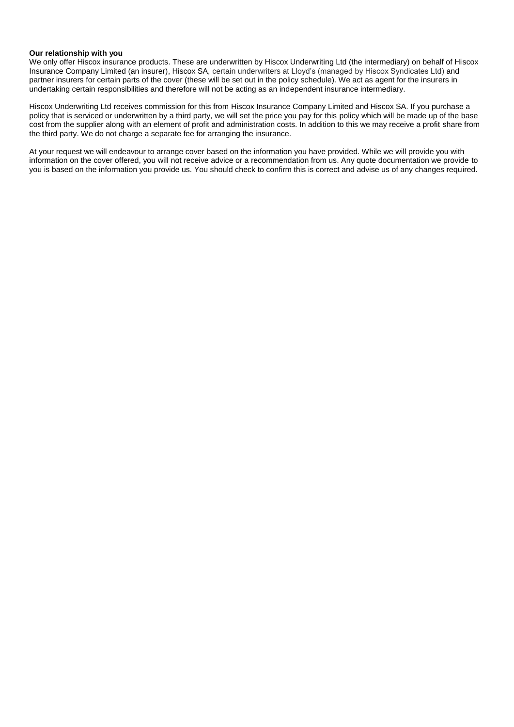**Our relationship with you**

We only offer Hiscox insurance products. These are underwritten by Hiscox Underwriting Ltd (the intermediary) on behalf of Hiscox Insurance Company Limited (an insurer), Hiscox SA, certain underwriters at Lloyd's (managed by Hiscox Syndicates Ltd) and partner insurers for certain parts of the cover (these will be set out in the policy schedule). We act as agent for the insurers in undertaking certain responsibilities and therefore will not be acting as an independent insurance intermediary.

Hiscox Underwriting Ltd receives commission for this from Hiscox Insurance Company Limited and Hiscox SA. If you purchase a policy that is serviced or underwritten by a third party, we will set the price you pay for this policy which will be made up of the base cost from the supplier along with an element of profit and administration costs. In addition to this we may receive a profit share from the third party. We do not charge a separate fee for arranging the insurance.

At your request we will endeavour to arrange cover based on the information you have provided. While we will provide you with information on the cover offered, you will not receive advice or a recommendation from us. Any quote documentation we provide to you is based on the information you provide us. You should check to confirm this is correct and advise us of any changes required.